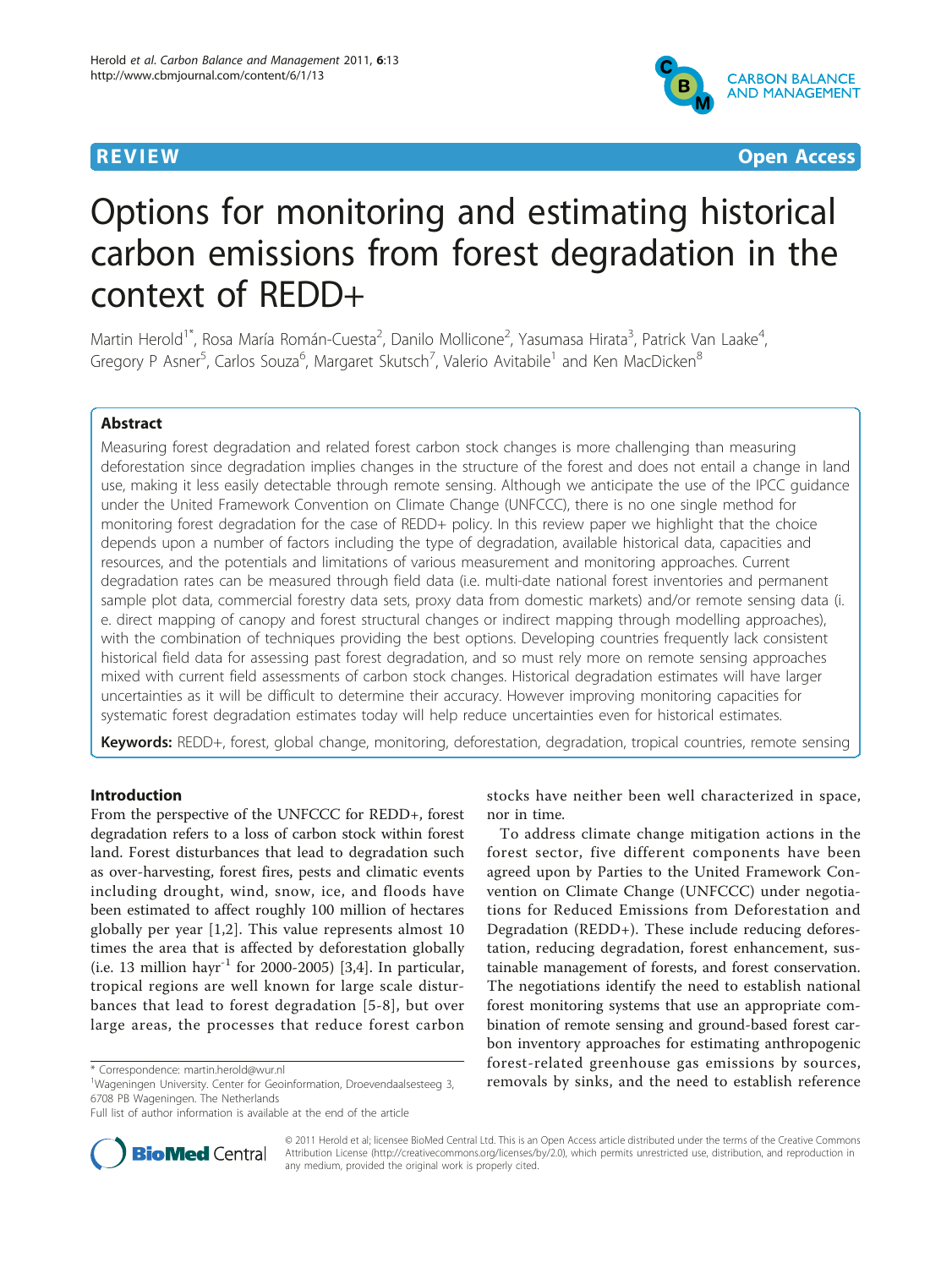**REVIEW** **Open Access**

# Options for monitoring and estimating historical carbon emissions from forest degradation in the context of REDD+

Martin Herold[1*], Rosa María Román-Cuesta[2], Danilo Mollicone[2], Yasumasa Hirata[3], Patrick Van Laake[4], Gregory P Asner[5], Carlos Souza[6], Margaret Skutsch[7], Valerio Avitabile[1] and Ken MacDicken[8]

## Abstract

Measuring forest degradation and related forest carbon stock changes is more challenging than measuring deforestation since degradation implies changes in the structure of the forest and does not entail a change in land use, making it less easily detectable through remote sensing. Although we anticipate the use of the IPCC guidance under the United Framework Convention on Climate Change (UNFCCC), there is no one single method for monitoring forest degradation for the case of REDD+ policy. In this review paper we highlight that the choice depends upon a number of factors including the type of degradation, available historical data, capacities and resources, and the potentials and limitations of various measurement and monitoring approaches. Current degradation rates can be measured through field data (i.e. multi-date national forest inventories and permanent sample plot data, commercial forestry data sets, proxy data from domestic markets) and/or remote sensing data (i.e. direct mapping of canopy and forest structural changes or indirect mapping through modelling approaches), with the combination of techniques providing the best options. Developing countries frequently lack consistent historical field data for assessing past forest degradation, and so must rely more on remote sensing approaches mixed with current field assessments of carbon stock changes. Historical degradation estimates will have larger uncertainties as it will be difficult to determine their accuracy. However improving monitoring capacities for systematic forest degradation estimates today will help reduce uncertainties even for historical estimates.

**Keywords:** REDD+, forest, global change, monitoring, deforestation, degradation, tropical countries, remote sensing

## Introduction

From the perspective of the UNFCCC for REDD+, forest degradation refers to a loss of carbon stock within forest land. Forest disturbances that lead to degradation such as over-harvesting, forest fires, pests and climatic events including drought, wind, snow, ice, and floods have been estimated to affect roughly 100 million of hectares globally per year [1,2]. This value represents almost 10 times the area that is affected by deforestation globally (i.e. 13 million $\text{hayr}^{-1}$ for 2000-2005) [3,4]. In particular, tropical regions are well known for large scale disturbances that lead to forest degradation [5-8], but over large areas, the processes that reduce forest carbon stocks have neither been well characterized in space, nor in time.

To address climate change mitigation actions in the forest sector, five different components have been agreed upon by Parties to the United Framework Convention on Climate Change (UNFCCC) under negotiations for Reduced Emissions from Deforestation and Degradation (REDD+). These include reducing deforestation, reducing degradation, forest enhancement, sustainable management of forests, and forest conservation. The negotiations identify the need to establish national forest monitoring systems that use an appropriate combination of remote sensing and ground-based forest carbon inventory approaches for estimating anthropogenic forest-related greenhouse gas emissions by sources, removals by sinks, and the need to establish reference

\* Correspondence: martin.herold@wur.nl
[1]Wageningen University. Center for Geoinformation, Droevendaalsesteeg 3, 6708 PB Wageningen. The Netherlands
Full list of author information is available at the end of the article

© 2011 Herold et al; licensee BioMed Central Ltd. This is an Open Access article distributed under the terms of the Creative Commons Attribution License (http://creativecommons.org/licenses/by/2.0), which permits unrestricted use, distribution, and reproduction in any medium, provided the original work is properly cited.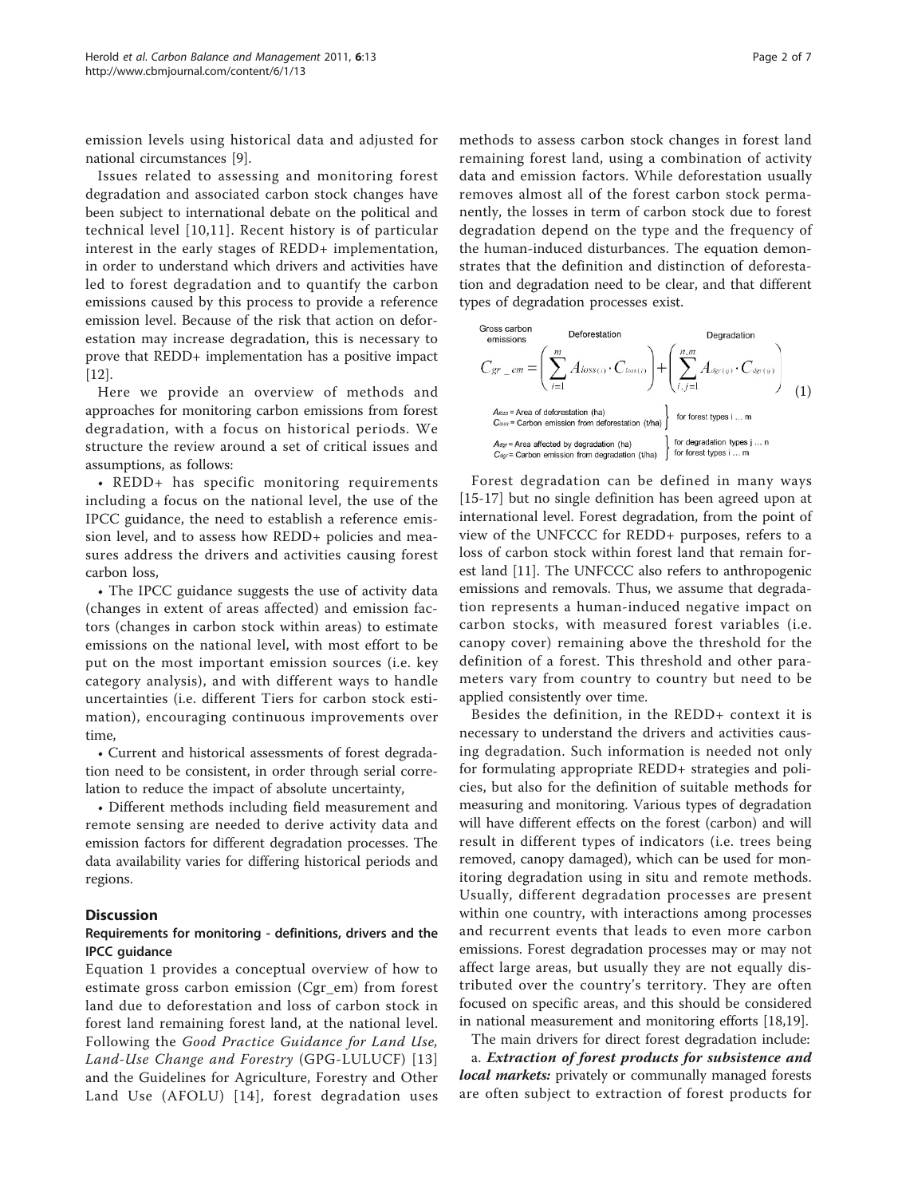emission levels using historical data and adjusted for national circumstances [9].

Issues related to assessing and monitoring forest degradation and associated carbon stock changes have been subject to international debate on the political and technical level [10,11]. Recent history is of particular interest in the early stages of REDD+ implementation, in order to understand which drivers and activities have led to forest degradation and to quantify the carbon emissions caused by this process to provide a reference emission level. Because of the risk that action on deforestation may increase degradation, this is necessary to prove that REDD+ implementation has a positive impact [12].

Here we provide an overview of methods and approaches for monitoring carbon emissions from forest degradation, with a focus on historical periods. We structure the review around a set of critical issues and assumptions, as follows:

- REDD+ has specific monitoring requirements including a focus on the national level, the use of the IPCC guidance, the need to establish a reference emission level, and to assess how REDD+ policies and measures address the drivers and activities causing forest carbon loss,
- The IPCC guidance suggests the use of activity data (changes in extent of areas affected) and emission factors (changes in carbon stock within areas) to estimate emissions on the national level, with most effort to be put on the most important emission sources (i.e. key category analysis), and with different ways to handle uncertainties (i.e. different Tiers for carbon stock estimation), encouraging continuous improvements over time,
- Current and historical assessments of forest degradation need to be consistent, in order through serial correlation to reduce the impact of absolute uncertainty,
- Different methods including field measurement and remote sensing are needed to derive activity data and emission factors for different degradation processes. The data availability varies for differing historical periods and regions.

## Discussion

### Requirements for monitoring - definitions, drivers and the IPCC guidance

Equation 1 provides a conceptual overview of how to estimate gross carbon emission (Cgr_em) from forest land due to deforestation and loss of carbon stock in forest land remaining forest land, at the national level. Following the *Good Practice Guidance for Land Use, Land-Use Change and Forestry* (GPG-LULUCF) [13] and the Guidelines for Agriculture, Forestry and Other Land Use (AFOLU) [14], forest degradation uses methods to assess carbon stock changes in forest land remaining forest land, using a combination of activity data and emission factors. While deforestation usually removes almost all of the forest carbon stock permanently, the losses in term of carbon stock due to forest degradation depend on the type and the frequency of the human-induced disturbances. The equation demonstrates that the definition and distinction of deforestation and degradation need to be clear, and that different types of degradation processes exist.

$$\underbrace{C_{gr\_em}}_{\text{Gross carbon emissions}} = \underbrace{\left( \sum_{i=1}^{m} A_{loss(i)} \cdot C_{loss(i)} \right)}_{\text{Deforestation}} + \underbrace{\left( \sum_{i,j=1}^{n,m} A_{dgr(ij)} \cdot C_{dgr(ij)} \right)}_{\text{Degradation}} \quad (1)$$

$A_{loss}$ = Area of deforestation (ha)
$C_{loss}$ = Carbon emission from deforestation (t/ha) } for forest types i ... m

$A_{dgr}$ = Area affected by degradation (ha)
$C_{dgr}$ = Carbon emission from degradation (t/ha) } for degradation types j ... n, for forest types i ... m

Forest degradation can be defined in many ways [15-17] but no single definition has been agreed upon at international level. Forest degradation, from the point of view of the UNFCCC for REDD+ purposes, refers to a loss of carbon stock within forest land that remain forest land [11]. The UNFCCC also refers to anthropogenic emissions and removals. Thus, we assume that degradation represents a human-induced negative impact on carbon stocks, with measured forest variables (i.e. canopy cover) remaining above the threshold for the definition of a forest. This threshold and other parameters vary from country to country but need to be applied consistently over time.

Besides the definition, in the REDD+ context it is necessary to understand the drivers and activities causing degradation. Such information is needed not only for formulating appropriate REDD+ strategies and policies, but also for the definition of suitable methods for measuring and monitoring. Various types of degradation will have different effects on the forest (carbon) and will result in different types of indicators (i.e. trees being removed, canopy damaged), which can be used for monitoring degradation using in situ and remote methods. Usually, different degradation processes are present within one country, with interactions among processes and recurrent events that leads to even more carbon emissions. Forest degradation processes may or may not affect large areas, but usually they are not equally distributed over the country's territory. They are often focused on specific areas, and this should be considered in national measurement and monitoring efforts [18,19].

The main drivers for direct forest degradation include:

a. ***Extraction of forest products for subsistence and local markets:*** privately or communally managed forests are often subject to extraction of forest products for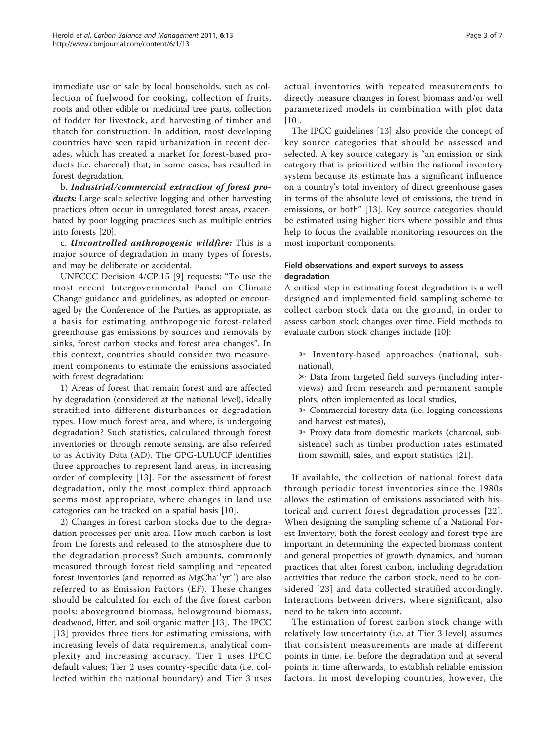immediate use or sale by local households, such as collection of fuelwood for cooking, collection of fruits, roots and other edible or medicinal tree parts, collection of fodder for livestock, and harvesting of timber and thatch for construction. In addition, most developing countries have seen rapid urbanization in recent decades, which has created a market for forest-based products (i.e. charcoal) that, in some cases, has resulted in forest degradation.

b. ***Industrial/commercial extraction of forest products:*** Large scale selective logging and other harvesting practices often occur in unregulated forest areas, exacerbated by poor logging practices such as multiple entries into forests [20].

c. ***Uncontrolled anthropogenic wildfire:*** This is a major source of degradation in many types of forests, and may be deliberate or accidental.

UNFCCC Decision 4/CP.15 [9] requests: "To use the most recent Intergovernmental Panel on Climate Change guidance and guidelines, as adopted or encouraged by the Conference of the Parties, as appropriate, as a basis for estimating anthropogenic forest-related greenhouse gas emissions by sources and removals by sinks, forest carbon stocks and forest area changes". In this context, countries should consider two measurement components to estimate the emissions associated with forest degradation:

1) Areas of forest that remain forest and are affected by degradation (considered at the national level), ideally stratified into different disturbances or degradation types. How much forest area, and where, is undergoing degradation? Such statistics, calculated through forest inventories or through remote sensing, are also referred to as Activity Data (AD). The GPG-LULUCF identifies three approaches to represent land areas, in increasing order of complexity [13]. For the assessment of forest degradation, only the most complex third approach seems most appropriate, where changes in land use categories can be tracked on a spatial basis [10].

2) Changes in forest carbon stocks due to the degradation processes per unit area. How much carbon is lost from the forests and released to the atmosphere due to the degradation process? Such amounts, commonly measured through forest field sampling and repeated forest inventories (and reported as $MgCha^{-1}yr^{-1}$) are also referred to as Emission Factors (EF). These changes should be calculated for each of the five forest carbon pools: aboveground biomass, belowground biomass, deadwood, litter, and soil organic matter [13]. The IPCC [13] provides three tiers for estimating emissions, with increasing levels of data requirements, analytical complexity and increasing accuracy. Tier 1 uses IPCC default values; Tier 2 uses country-specific data (i.e. collected within the national boundary) and Tier 3 uses actual inventories with repeated measurements to directly measure changes in forest biomass and/or well parameterized models in combination with plot data [10].

The IPCC guidelines [13] also provide the concept of key source categories that should be assessed and selected. A key source category is "an emission or sink category that is prioritized within the national inventory system because its estimate has a significant influence on a country's total inventory of direct greenhouse gases in terms of the absolute level of emissions, the trend in emissions, or both" [13]. Key source categories should be estimated using higher tiers where possible and thus help to focus the available monitoring resources on the most important components.

### Field observations and expert surveys to assess degradation

A critical step in estimating forest degradation is a well designed and implemented field sampling scheme to collect carbon stock data on the ground, in order to assess carbon stock changes over time. Field methods to evaluate carbon stock changes include [10]:

- Inventory-based approaches (national, sub-national),
- Data from targeted field surveys (including interviews) and from research and permanent sample plots, often implemented as local studies,
- Commercial forestry data (i.e. logging concessions and harvest estimates),
- Proxy data from domestic markets (charcoal, subsistence) such as timber production rates estimated from sawmill, sales, and export statistics [21].

If available, the collection of national forest data through periodic forest inventories since the 1980s allows the estimation of emissions associated with historical and current forest degradation processes [22]. When designing the sampling scheme of a National Forest Inventory, both the forest ecology and forest type are important in determining the expected biomass content and general properties of growth dynamics, and human practices that alter forest carbon, including degradation activities that reduce the carbon stock, need to be considered [23] and data collected stratified accordingly. Interactions between drivers, where significant, also need to be taken into account.

The estimation of forest carbon stock change with relatively low uncertainty (i.e. at Tier 3 level) assumes that consistent measurements are made at different points in time, i.e. before the degradation and at several points in time afterwards, to establish reliable emission factors. In most developing countries, however, the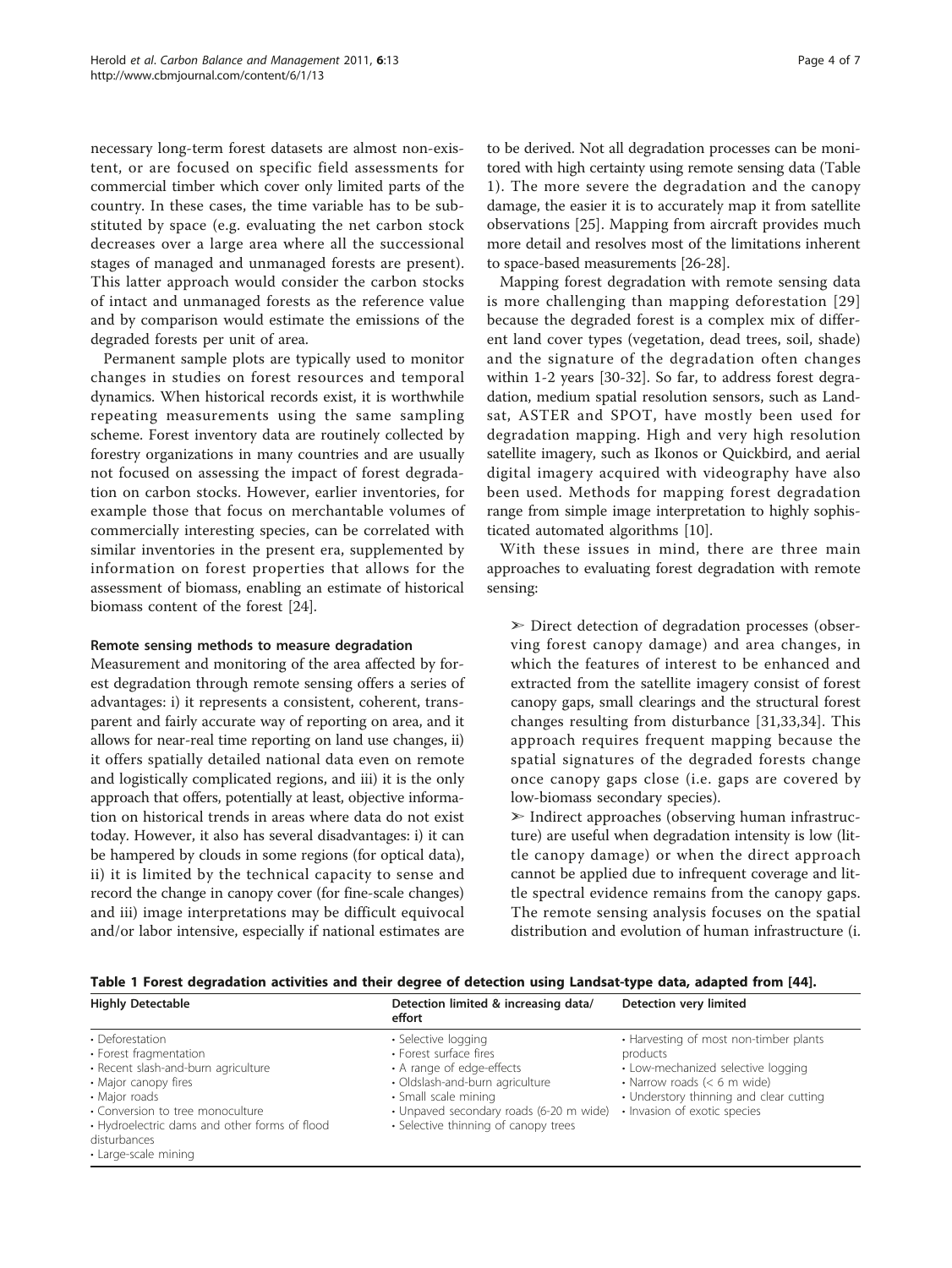necessary long-term forest datasets are almost non-existent, or are focused on specific field assessments for commercial timber which cover only limited parts of the country. In these cases, the time variable has to be substituted by space (e.g. evaluating the net carbon stock decreases over a large area where all the successional stages of managed and unmanaged forests are present). This latter approach would consider the carbon stocks of intact and unmanaged forests as the reference value and by comparison would estimate the emissions of the degraded forests per unit of area.

Permanent sample plots are typically used to monitor changes in studies on forest resources and temporal dynamics. When historical records exist, it is worthwhile repeating measurements using the same sampling scheme. Forest inventory data are routinely collected by forestry organizations in many countries and are usually not focused on assessing the impact of forest degradation on carbon stocks. However, earlier inventories, for example those that focus on merchantable volumes of commercially interesting species, can be correlated with similar inventories in the present era, supplemented by information on forest properties that allows for the assessment of biomass, enabling an estimate of historical biomass content of the forest [24].

### Remote sensing methods to measure degradation

Measurement and monitoring of the area affected by forest degradation through remote sensing offers a series of advantages: i) it represents a consistent, coherent, transparent and fairly accurate way of reporting on area, and it allows for near-real time reporting on land use changes, ii) it offers spatially detailed national data even on remote and logistically complicated regions, and iii) it is the only approach that offers, potentially at least, objective information on historical trends in areas where data do not exist today. However, it also has several disadvantages: i) it can be hampered by clouds in some regions (for optical data), ii) it is limited by the technical capacity to sense and record the change in canopy cover (for fine-scale changes) and iii) image interpretations may be difficult equivocal and/or labor intensive, especially if national estimates are to be derived. Not all degradation processes can be monitored with high certainty using remote sensing data (Table 1). The more severe the degradation and the canopy damage, the easier it is to accurately map it from satellite observations [25]. Mapping from aircraft provides much more detail and resolves most of the limitations inherent to space-based measurements [26-28].

Mapping forest degradation with remote sensing data is more challenging than mapping deforestation [29] because the degraded forest is a complex mix of different land cover types (vegetation, dead trees, soil, shade) and the signature of the degradation often changes within 1-2 years [30-32]. So far, to address forest degradation, medium spatial resolution sensors, such as Landsat, ASTER and SPOT, have mostly been used for degradation mapping. High and very high resolution satellite imagery, such as Ikonos or Quickbird, and aerial digital imagery acquired with videography have also been used. Methods for mapping forest degradation range from simple image interpretation to highly sophisticated automated algorithms [10].

With these issues in mind, there are three main approaches to evaluating forest degradation with remote sensing:

> ➢ Direct detection of degradation processes (observing forest canopy damage) and area changes, in which the features of interest to be enhanced and extracted from the satellite imagery consist of forest canopy gaps, small clearings and the structural forest changes resulting from disturbance [31,33,34]. This approach requires frequent mapping because the spatial signatures of the degraded forests change once canopy gaps close (i.e. gaps are covered by low-biomass secondary species).
>
> ➢ Indirect approaches (observing human infrastructure) are useful when degradation intensity is low (little canopy damage) or when the direct approach cannot be applied due to infrequent coverage and little spectral evidence remains from the canopy gaps. The remote sensing analysis focuses on the spatial distribution and evolution of human infrastructure (i.

**Table 1 Forest degradation activities and their degree of detection using Landsat-type data, adapted from [44].**

| Highly Detectable | Detection limited & increasing data/effort | Detection very limited |
|---|---|---|
| • Deforestation<br>• Forest fragmentation<br>• Recent slash-and-burn agriculture<br>• Major canopy fires<br>• Major roads<br>• Conversion to tree monoculture<br>• Hydroelectric dams and other forms of flood disturbances<br>• Large-scale mining | • Selective logging<br>• Forest surface fires<br>• A range of edge-effects<br>• Oldslash-and-burn agriculture<br>• Small scale mining<br>• Unpaved secondary roads (6-20 m wide)<br>• Selective thinning of canopy trees | • Harvesting of most non-timber plants products<br>• Low-mechanized selective logging<br>• Narrow roads (< 6 m wide)<br>• Understory thinning and clear cutting<br>• Invasion of exotic species |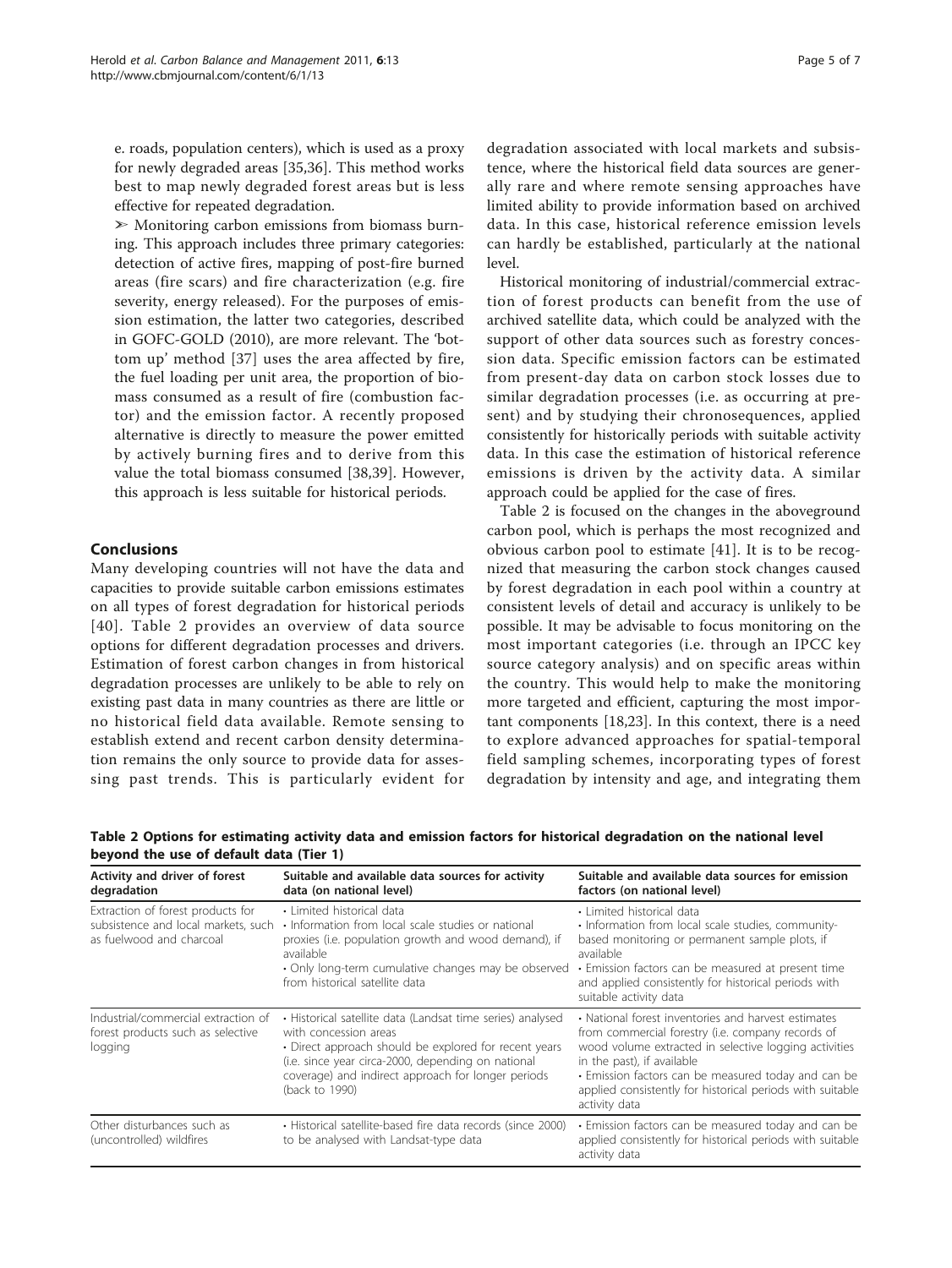e. roads, population centers), which is used as a proxy for newly degraded areas [35,36]. This method works best to map newly degraded forest areas but is less effective for repeated degradation.

➢ Monitoring carbon emissions from biomass burning. This approach includes three primary categories: detection of active fires, mapping of post-fire burned areas (fire scars) and fire characterization (e.g. fire severity, energy released). For the purposes of emission estimation, the latter two categories, described in GOFC-GOLD (2010), are more relevant. The 'bottom up' method [37] uses the area affected by fire, the fuel loading per unit area, the proportion of biomass consumed as a result of fire (combustion factor) and the emission factor. A recently proposed alternative is directly to measure the power emitted by actively burning fires and to derive from this value the total biomass consumed [38,39]. However, this approach is less suitable for historical periods.

## Conclusions

Many developing countries will not have the data and capacities to provide suitable carbon emissions estimates on all types of forest degradation for historical periods [40]. Table 2 provides an overview of data source options for different degradation processes and drivers. Estimation of forest carbon changes in from historical degradation processes are unlikely to be able to rely on existing past data in many countries as there are little or no historical field data available. Remote sensing to establish extend and recent carbon density determination remains the only source to provide data for assessing past trends. This is particularly evident for degradation associated with local markets and subsistence, where the historical field data sources are generally rare and where remote sensing approaches have limited ability to provide information based on archived data. In this case, historical reference emission levels can hardly be established, particularly at the national level.

Historical monitoring of industrial/commercial extraction of forest products can benefit from the use of archived satellite data, which could be analyzed with the support of other data sources such as forestry concession data. Specific emission factors can be estimated from present-day data on carbon stock losses due to similar degradation processes (i.e. as occurring at present) and by studying their chronosequences, applied consistently for historically periods with suitable activity data. In this case the estimation of historical reference emissions is driven by the activity data. A similar approach could be applied for the case of fires.

Table 2 is focused on the changes in the aboveground carbon pool, which is perhaps the most recognized and obvious carbon pool to estimate [41]. It is to be recognized that measuring the carbon stock changes caused by forest degradation in each pool within a country at consistent levels of detail and accuracy is unlikely to be possible. It may be advisable to focus monitoring on the most important categories (i.e. through an IPCC key source category analysis) and on specific areas within the country. This would help to make the monitoring more targeted and efficient, capturing the most important components [18,23]. In this context, there is a need to explore advanced approaches for spatial-temporal field sampling schemes, incorporating types of forest degradation by intensity and age, and integrating them

**Table 2 Options for estimating activity data and emission factors for historical degradation on the national level beyond the use of default data (Tier 1)**

| Activity and driver of forest degradation | Suitable and available data sources for activity data (on national level) | Suitable and available data sources for emission factors (on national level) |
|---|---|---|
| Extraction of forest products for subsistence and local markets, such as fuelwood and charcoal | • Limited historical data<br>• Information from local scale studies or national proxies (i.e. population growth and wood demand), if available<br>• Only long-term cumulative changes may be observed from historical satellite data | • Limited historical data<br>• Information from local scale studies, community-based monitoring or permanent sample plots, if available<br>• Emission factors can be measured at present time and applied consistently for historical periods with suitable activity data |
| Industrial/commercial extraction of forest products such as selective logging | • Historical satellite data (Landsat time series) analysed with concession areas<br>• Direct approach should be explored for recent years (i.e. since year circa-2000, depending on national coverage) and indirect approach for longer periods (back to 1990) | • National forest inventories and harvest estimates from commercial forestry (i.e. company records of wood volume extracted in selective logging activities in the past), if available<br>• Emission factors can be measured today and can be applied consistently for historical periods with suitable activity data |
| Other disturbances such as (uncontrolled) wildfires | • Historical satellite-based fire data records (since 2000) to be analysed with Landsat-type data | • Emission factors can be measured today and can be applied consistently for historical periods with suitable activity data |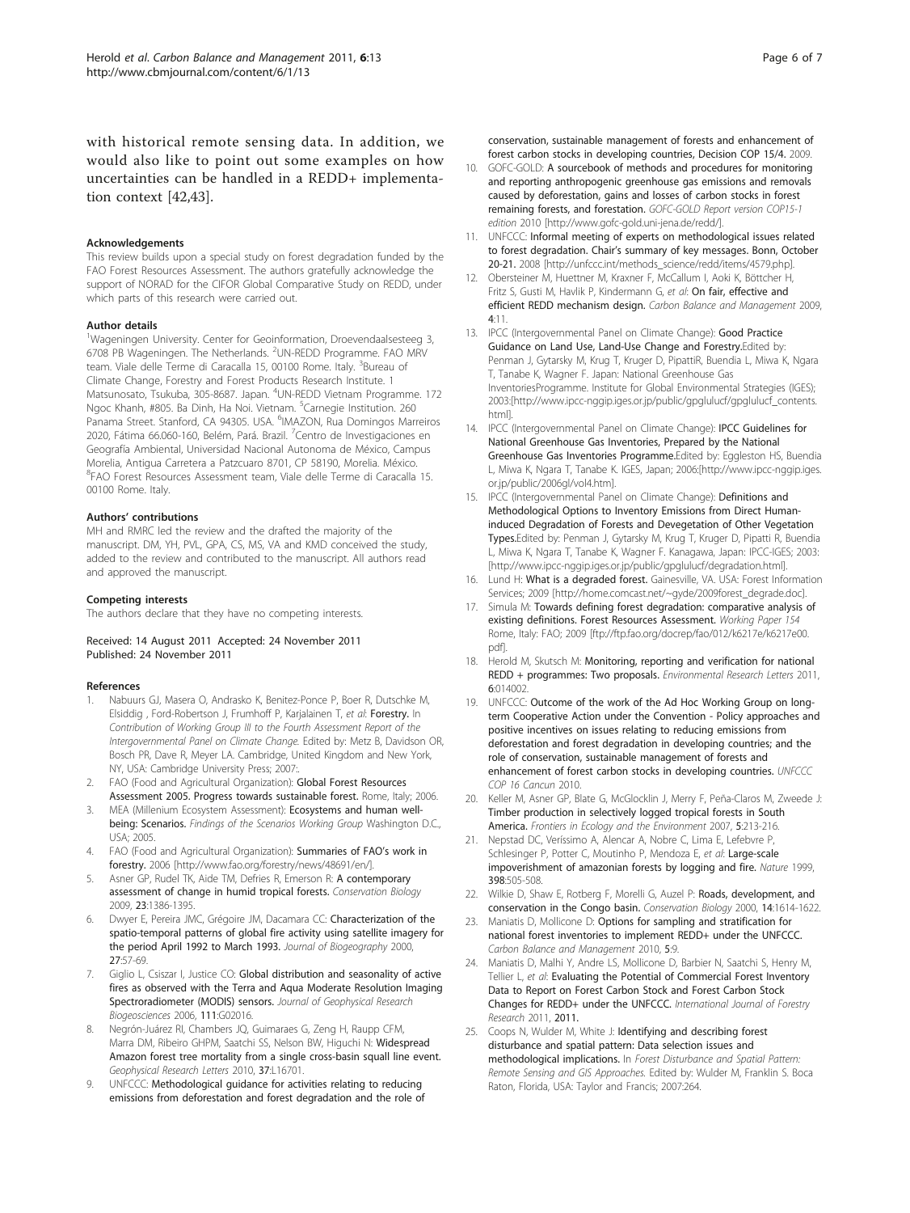with historical remote sensing data. In addition, we would also like to point out some examples on how uncertainties can be handled in a REDD+ implementation context [42,43].

#### Acknowledgements

This review builds upon a special study on forest degradation funded by the FAO Forest Resources Assessment. The authors gratefully acknowledge the support of NORAD for the CIFOR Global Comparative Study on REDD, under which parts of this research were carried out.

#### Author details

[1]Wageningen University. Center for Geoinformation, Droevendaalsesteeg 3, 6708 PB Wageningen. The Netherlands. [2]UN-REDD Programme. FAO MRV team. Viale delle Terme di Caracalla 15, 00100 Rome. Italy. [3]Bureau of Climate Change, Forestry and Forest Products Research Institute. 1 Matsunosato, Tsukuba, 305-8687. Japan. [4]UN-REDD Vietnam Programme. 172 Ngoc Khanh, #805. Ba Dinh, Ha Noi. Vietnam. [5]Carnegie Institution. 260 Panama Street. Stanford, CA 94305. USA. [6]IMAZON, Rua Domingos Marreiros 2020, Fátima 66.060-160, Belém, Pará. Brazil. [7]Centro de Investigaciones en Geografía Ambiental, Universidad Nacional Autonoma de México, Campus Morelia, Antigua Carretera a Patzcuaro 8701, CP 58190, Morelia. México. [8]FAO Forest Resources Assessment team, Viale delle Terme di Caracalla 15. 00100 Rome. Italy.

#### Authors' contributions

MH and RMRC led the review and the drafted the majority of the manuscript. DM, YH, PVL, GPA, CS, MS, VA and KMD conceived the study, added to the review and contributed to the manuscript. All authors read and approved the manuscript.

#### Competing interests

The authors declare that they have no competing interests.

Received: 14 August 2011 Accepted: 24 November 2011
Published: 24 November 2011

#### References

1. Nabuurs GJ, Masera O, Andrasko K, Benitez-Ponce P, Boer R, Dutschke M, Elsiddig , Ford-Robertson J, Frumhoff P, Karjalainen T, *et al*: **Forestry.** In *Contribution of Working Group III to the Fourth Assessment Report of the Intergovernmental Panel on Climate Change.* Edited by: Metz B, Davidson OR, Bosch PR, Dave R, Meyer LA. Cambridge, United Kingdom and New York, NY, USA: Cambridge University Press; 2007:.
2. FAO (Food and Agricultural Organization): **Global Forest Resources Assessment 2005. Progress towards sustainable forest.** Rome, Italy; 2006.
3. MEA (Millenium Ecosystem Assessment): **Ecosystems and human well-being: Scenarios.** *Findings of the Scenarios Working Group* Washington D.C., USA; 2005.
4. FAO (Food and Agricultural Organization): **Summaries of FAO's work in forestry.** 2006 [http://www.fao.org/forestry/news/48691/en/].
5. Asner GP, Rudel TK, Aide TM, Defries R, Emerson R: **A contemporary assessment of change in humid tropical forests.** *Conservation Biology* 2009, **23**:1386-1395.
6. Dwyer E, Pereira JMC, Grégoire JM, Dacamara CC: **Characterization of the spatio-temporal patterns of global fire activity using satellite imagery for the period April 1992 to March 1993.** *Journal of Biogeography* 2000, **27**:57-69.
7. Giglio L, Csiszar I, Justice CO: **Global distribution and seasonality of active fires as observed with the Terra and Aqua Moderate Resolution Imaging Spectroradiometer (MODIS) sensors.** *Journal of Geophysical Research Biogeosciences* 2006, **111**:G02016.
8. Negrón-Juárez RI, Chambers JQ, Guimaraes G, Zeng H, Raupp CFM, Marra DM, Ribeiro GHPM, Saatchi SS, Nelson BW, Higuchi N: **Widespread Amazon forest tree mortality from a single cross-basin squall line event.** *Geophysical Research Letters* 2010, **37**:L16701.
9. UNFCCC: **Methodological guidance for activities relating to reducing emissions from deforestation and forest degradation and the role of conservation, sustainable management of forests and enhancement of forest carbon stocks in developing countries, Decision COP 15/4.** 2009.
10. GOFC-GOLD: **A sourcebook of methods and procedures for monitoring and reporting anthropogenic greenhouse gas emissions and removals caused by deforestation, gains and losses of carbon stocks in forest remaining forests, and forestation.** *GOFC-GOLD Report version COP15-1 edition* 2010 [http://www.gofc-gold.uni-jena.de/redd/].
11. UNFCCC: **Informal meeting of experts on methodological issues related to forest degradation. Chair's summary of key messages. Bonn, October 20-21.** 2008 [http://unfccc.int/methods_science/redd/items/4579.php].
12. Obersteiner M, Huettner M, Kraxner F, McCallum I, Aoki K, Böttcher H, Fritz S, Gusti M, Havlik P, Kindermann G, *et al*: **On fair, effective and efficient REDD mechanism design.** *Carbon Balance and Management* 2009, **4**:11.
13. IPCC (Intergovernmental Panel on Climate Change): **Good Practice Guidance on Land Use, Land-Use Change and Forestry.**Edited by: Penman J, Gytarsky M, Krug T, Kruger D, PipattiR, Buendia L, Miwa K, Ngara T, Tanabe K, Wagner F. Japan: National Greenhouse Gas InventoriesProgramme. Institute for Global Environmental Strategies (IGES); 2003:[http://www.ipcc-nggip.iges.or.jp/public/gpglulucf/gpglulucf_contents.html].
14. IPCC (Intergovernmental Panel on Climate Change): **IPCC Guidelines for National Greenhouse Gas Inventories, Prepared by the National Greenhouse Gas Inventories Programme.**Edited by: Eggleston HS, Buendia L, Miwa K, Ngara T, Tanabe K. IGES, Japan; 2006:[http://www.ipcc-nggip.iges.or.jp/public/2006gl/vol4.htm].
15. IPCC (Intergovernmental Panel on Climate Change): **Definitions and Methodological Options to Inventory Emissions from Direct Human-induced Degradation of Forests and Devegetation of Other Vegetation Types.**Edited by: Penman J, Gytarsky M, Krug T, Kruger D, Pipatti R, Buendia L, Miwa K, Ngara T, Tanabe K, Wagner F. Kanagawa, Japan: IPCC-IGES; 2003: [http://www.ipcc-nggip.iges.or.jp/public/gpglulucf/degradation.html].
16. Lund H: **What is a degraded forest.** Gainesville, VA. USA: Forest Information Services; 2009 [http://home.comcast.net/~gyde/2009forest_degrade.doc].
17. Simula M: **Towards defining forest degradation: comparative analysis of existing definitions. Forest Resources Assessment.** *Working Paper 154* Rome, Italy: FAO; 2009 [ftp://ftp.fao.org/docrep/fao/012/k6217e/k6217e00.pdf].
18. Herold M, Skutsch M: **Monitoring, reporting and verification for national REDD + programmes: Two proposals.** *Environmental Research Letters* 2011, **6**:014002.
19. UNFCCC: **Outcome of the work of the Ad Hoc Working Group on long-term Cooperative Action under the Convention - Policy approaches and positive incentives on issues relating to reducing emissions from deforestation and forest degradation in developing countries; and the role of conservation, sustainable management of forests and enhancement of forest carbon stocks in developing countries.** *UNFCCC COP 16 Cancun* 2010.
20. Keller M, Asner GP, Blate G, McGlocklin J, Merry F, Peña-Claros M, Zweede J: **Timber production in selectively logged tropical forests in South America.** *Frontiers in Ecology and the Environment* 2007, **5**:213-216.
21. Nepstad DC, Veríssimo A, Alencar A, Nobre C, Lima E, Lefebvre P, Schlesinger P, Potter C, Moutinho P, Mendoza E, *et al*: **Large-scale impoverishment of amazonian forests by logging and fire.** *Nature* 1999, **398**:505-508.
22. Wilkie D, Shaw E, Rotberg F, Morelli G, Auzel P: **Roads, development, and conservation in the Congo basin.** *Conservation Biology* 2000, **14**:1614-1622.
23. Maniatis D, Mollicone D: **Options for sampling and stratification for national forest inventories to implement REDD+ under the UNFCCC.** *Carbon Balance and Management* 2010, **5**:9.
24. Maniatis D, Malhi Y, Andre LS, Mollicone D, Barbier N, Saatchi S, Henry M, Tellier L, *et al*: **Evaluating the Potential of Commercial Forest Inventory Data to Report on Forest Carbon Stock and Forest Carbon Stock Changes for REDD+ under the UNFCCC.** *International Journal of Forestry Research* 2011, **2011**.
25. Coops N, Wulder M, White J: **Identifying and describing forest disturbance and spatial pattern: Data selection issues and methodological implications.** In *Forest Disturbance and Spatial Pattern: Remote Sensing and GIS Approaches.* Edited by: Wulder M, Franklin S. Boca Raton, Florida, USA: Taylor and Francis; 2007:264.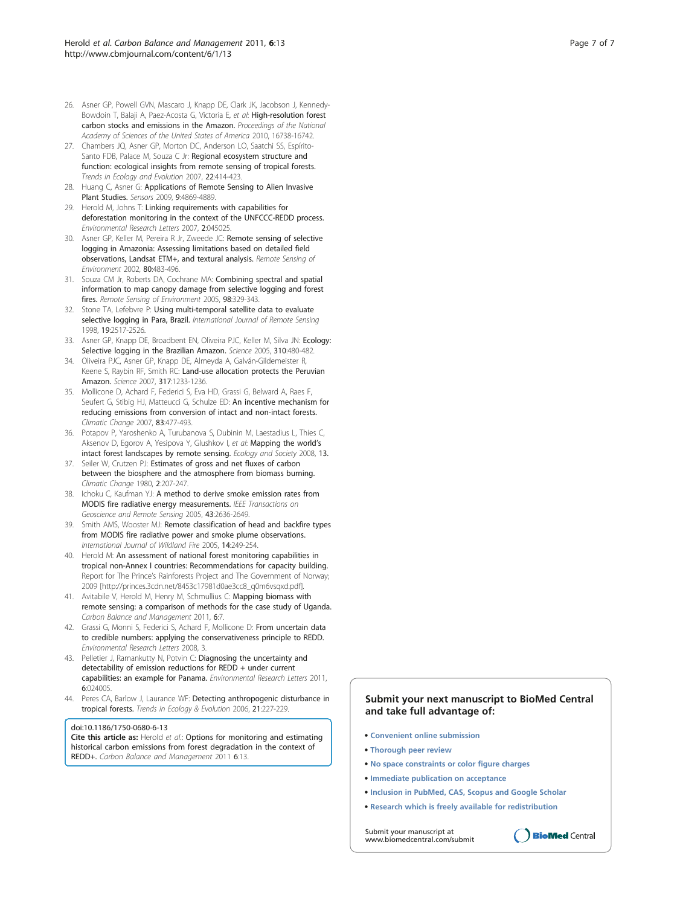26. Asner GP, Powell GVN, Mascaro J, Knapp DE, Clark JK, Jacobson J, Kennedy-Bowdoin T, Balaji A, Paez-Acosta G, Victoria E, *et al*: **High-resolution forest carbon stocks and emissions in the Amazon.** *Proceedings of the National Academy of Sciences of the United States of America* 2010, 16738-16742.
27. Chambers JQ, Asner GP, Morton DC, Anderson LO, Saatchi SS, Espírito-Santo FDB, Palace M, Souza C Jr: **Regional ecosystem structure and function: ecological insights from remote sensing of tropical forests.** *Trends in Ecology and Evolution* 2007, **22**:414-423.
28. Huang C, Asner G: **Applications of Remote Sensing to Alien Invasive Plant Studies.** *Sensors* 2009, **9**:4869-4889.
29. Herold M, Johns T: **Linking requirements with capabilities for deforestation monitoring in the context of the UNFCCC-REDD process.** *Environmental Research Letters* 2007, **2**:045025.
30. Asner GP, Keller M, Pereira R Jr, Zweede JC: **Remote sensing of selective logging in Amazonia: Assessing limitations based on detailed field observations, Landsat ETM+, and textural analysis.** *Remote Sensing of Environment* 2002, **80**:483-496.
31. Souza CM Jr, Roberts DA, Cochrane MA: **Combining spectral and spatial information to map canopy damage from selective logging and forest fires.** *Remote Sensing of Environment* 2005, **98**:329-343.
32. Stone TA, Lefebvre P: **Using multi-temporal satellite data to evaluate selective logging in Para, Brazil.** *International Journal of Remote Sensing* 1998, **19**:2517-2526.
33. Asner GP, Knapp DE, Broadbent EN, Oliveira PJC, Keller M, Silva JN: **Ecology: Selective logging in the Brazilian Amazon.** *Science* 2005, **310**:480-482.
34. Oliveira PJC, Asner GP, Knapp DE, Almeyda A, Galván-Gildemeister R, Keene S, Raybin RF, Smith RC: **Land-use allocation protects the Peruvian Amazon.** *Science* 2007, **317**:1233-1236.
35. Mollicone D, Achard F, Federici S, Eva HD, Grassi G, Belward A, Raes F, Seufert G, Stibig HJ, Matteucci G, Schulze ED: **An incentive mechanism for reducing emissions from conversion of intact and non-intact forests.** *Climatic Change* 2007, **83**:477-493.
36. Potapov P, Yaroshenko A, Turubanova S, Dubinin M, Laestadius L, Thies C, Aksenov D, Egorov A, Yesipova Y, Glushkov I, *et al*: **Mapping the world's intact forest landscapes by remote sensing.** *Ecology and Society* 2008, 13.
37. Seiler W, Crutzen PJ: **Estimates of gross and net fluxes of carbon between the biosphere and the atmosphere from biomass burning.** *Climatic Change* 1980, **2**:207-247.
38. Ichoku C, Kaufman YJ: **A method to derive smoke emission rates from MODIS fire radiative energy measurements.** *IEEE Transactions on Geoscience and Remote Sensing* 2005, **43**:2636-2649.
39. Smith AMS, Wooster MJ: **Remote classification of head and backfire types from MODIS fire radiative power and smoke plume observations.** *International Journal of Wildland Fire* 2005, **14**:249-254.
40. Herold M: **An assessment of national forest monitoring capabilities in tropical non-Annex I countries: Recommendations for capacity building.** Report for The Prince's Rainforests Project and The Government of Norway; 2009 [http://princes.3cdn.net/8453c17981d0ae3cc8_q0m6vsqxd.pdf].
41. Avitabile V, Herold M, Henry M, Schmullius C: **Mapping biomass with remote sensing: a comparison of methods for the case study of Uganda.** *Carbon Balance and Management* 2011, **6**:7.
42. Grassi G, Monni S, Federici S, Achard F, Mollicone D: **From uncertain data to credible numbers: applying the conservativeness principle to REDD.** *Environmental Research Letters* 2008, 3.
43. Pelletier J, Ramankutty N, Potvin C: **Diagnosing the uncertainty and detectability of emission reductions for REDD + under current capabilities: an example for Panama.** *Environmental Research Letters* 2011, **6**:024005.
44. Peres CA, Barlow J, Laurance WF: **Detecting anthropogenic disturbance in tropical forests.** *Trends in Ecology & Evolution* 2006, **21**:227-229.

doi:10.1186/1750-0680-6-13
**Cite this article as:** Herold *et al.*: Options for monitoring and estimating historical carbon emissions from forest degradation in the context of REDD+. *Carbon Balance and Management* 2011 **6**:13.

**Submit your next manuscript to BioMed Central and take full advantage of:**

- **Convenient online submission**
- **Thorough peer review**
- **No space constraints or color figure charges**
- **Immediate publication on acceptance**
- **Inclusion in PubMed, CAS, Scopus and Google Scholar**
- **Research which is freely available for redistribution**

Submit your manuscript at
www.biomedcentral.com/submit

BioMed Central